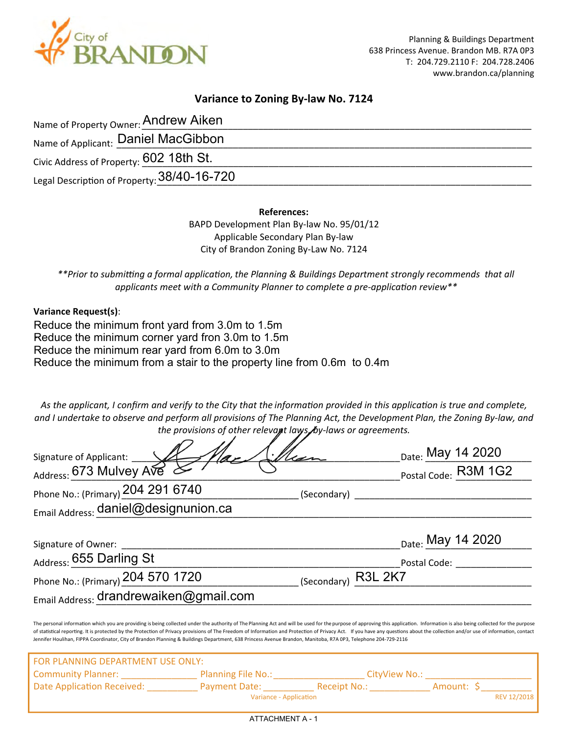City of BRANDON

Planning & Buildings Department
638 Princess Avenue. Brandon MB. R7A 0P3
T: 204.729.2110 F: 204.728.2406
www.brandon.ca/planning

## Variance to Zoning By-law No. 7124

Name of Property Owner: Andrew Aiken

Name of Applicant: Daniel MacGibbon

Civic Address of Property: 602 18th St.

Legal Description of Property: 38/40-16-720

**References:**

BAPD Development Plan By-law No. 95/01/12
Applicable Secondary Plan By-law
City of Brandon Zoning By-Law No. 7124

*\*\*Prior to submitting a formal application, the Planning & Buildings Department strongly recommends that all applicants meet with a Community Planner to complete a pre-application review\*\**

**Variance Request(s)**:

Reduce the minimum front yard from 3.0m to 1.5m
Reduce the minimum corner yard fron 3.0m to 1.5m
Reduce the minimum rear yard from 6.0m to 3.0m
Reduce the minimum from a stair to the property line from 0.6m to 0.4m

*As the applicant, I confirm and verify to the City that the information provided in this application is true and complete, and I undertake to observe and perform all provisions of The Planning Act, the Development Plan, the Zoning By-law, and the provisions of other relevant laws, by-laws or agreements.*

Signature of Applicant: [signature] Date: May 14 2020

Address: 673 Mulvey Ave Postal Code: R3M 1G2

Phone No.: (Primary) 204 291 6740 (Secondary) ____________

Email Address: daniel@designunion.ca

Signature of Owner: ____________ Date: May 14 2020

Address: 655 Darling St Postal Code: ____________

Phone No.: (Primary) 204 570 1720 (Secondary) R3L 2K7

Email Address: drandrewaiken@gmail.com

The personal information which you are providing is being collected under the authority of The Planning Act and will be used for the purpose of approving this application. Information is also being collected for the purpose of statistical reporting. It is protected by the Protection of Privacy provisions of The Freedom of Information and Protection of Privacy Act. If you have any questions about the collection and/or use of information, contact Jennifer Houlihan, FIPPA Coordinator, City of Brandon Planning & Buildings Department, 638 Princess Avenue Brandon, Manitoba, R7A 0P3, Telephone 204-729-2116

FOR PLANNING DEPARTMENT USE ONLY:
Community Planner: ____________ Planning File No.: ____________ CityView No.: ____________
Date Application Received: ____________ Payment Date: ____________ Receipt No.: ____________ Amount: $ ____________
Variance - Application REV 12/2018

ATTACHMENT A - 1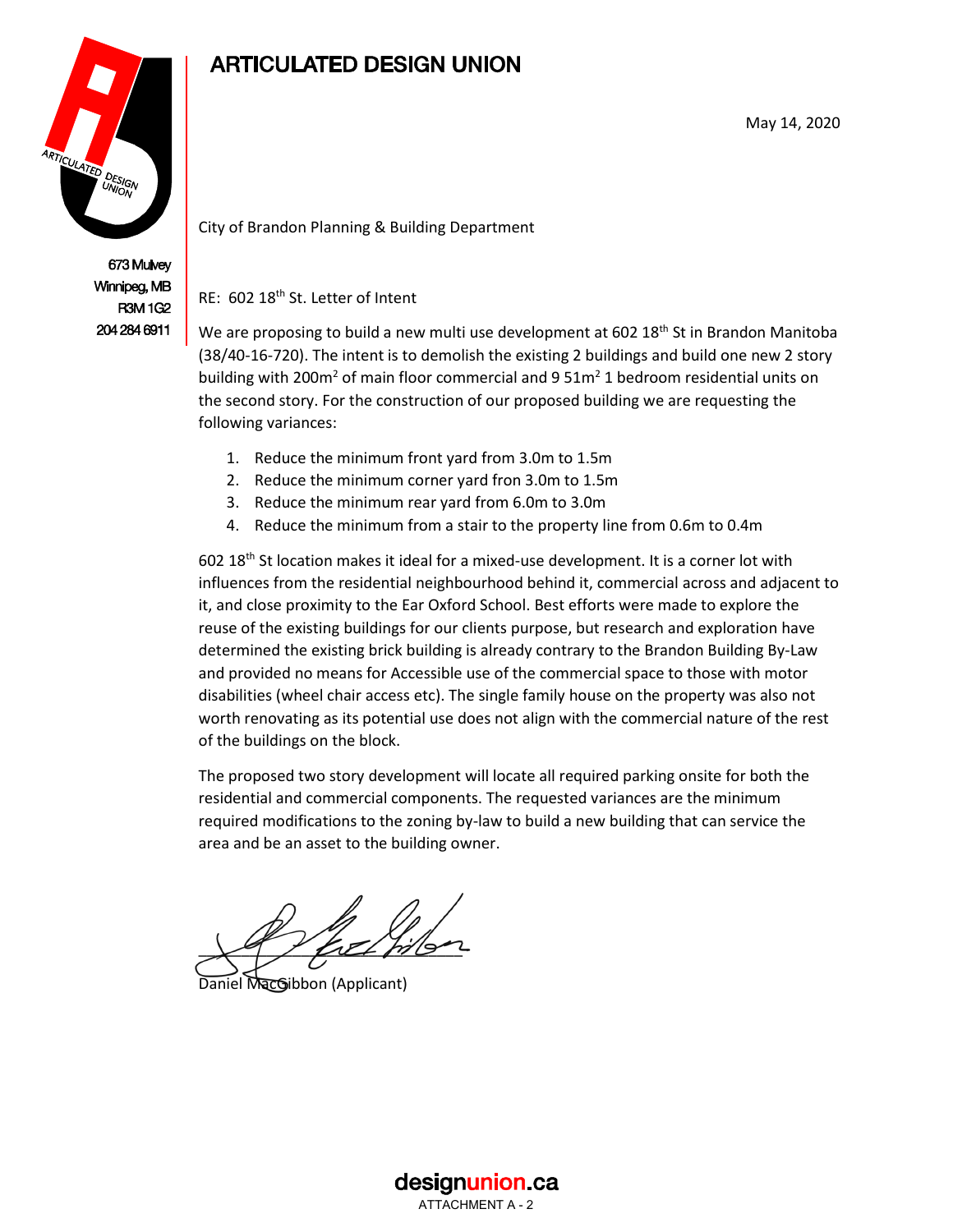# ARTICULATED DESIGN UNION

673 Mulvey
Winnipeg, MB
R3M 1G2
204 284 6911

May 14, 2020

City of Brandon Planning & Building Department

RE: 602 18th St. Letter of Intent

We are proposing to build a new multi use development at 602 18th St in Brandon Manitoba (38/40-16-720). The intent is to demolish the existing 2 buildings and build one new 2 story building with 200m² of main floor commercial and 9 51m² 1 bedroom residential units on the second story. For the construction of our proposed building we are requesting the following variances:

1. Reduce the minimum front yard from 3.0m to 1.5m
2. Reduce the minimum corner yard fron 3.0m to 1.5m
3. Reduce the minimum rear yard from 6.0m to 3.0m
4. Reduce the minimum from a stair to the property line from 0.6m to 0.4m

602 18th St location makes it ideal for a mixed-use development. It is a corner lot with influences from the residential neighbourhood behind it, commercial across and adjacent to it, and close proximity to the Ear Oxford School. Best efforts were made to explore the reuse of the existing buildings for our clients purpose, but research and exploration have determined the existing brick building is already contrary to the Brandon Building By-Law and provided no means for Accessible use of the commercial space to those with motor disabilities (wheel chair access etc). The single family house on the property was also not worth renovating as its potential use does not align with the commercial nature of the rest of the buildings on the block.

The proposed two story development will locate all required parking onsite for both the residential and commercial components. The requested variances are the minimum required modifications to the zoning by-law to build a new building that can service the area and be an asset to the building owner.

Daniel MacGibbon (Applicant)

designunion.ca

ATTACHMENT A - 2